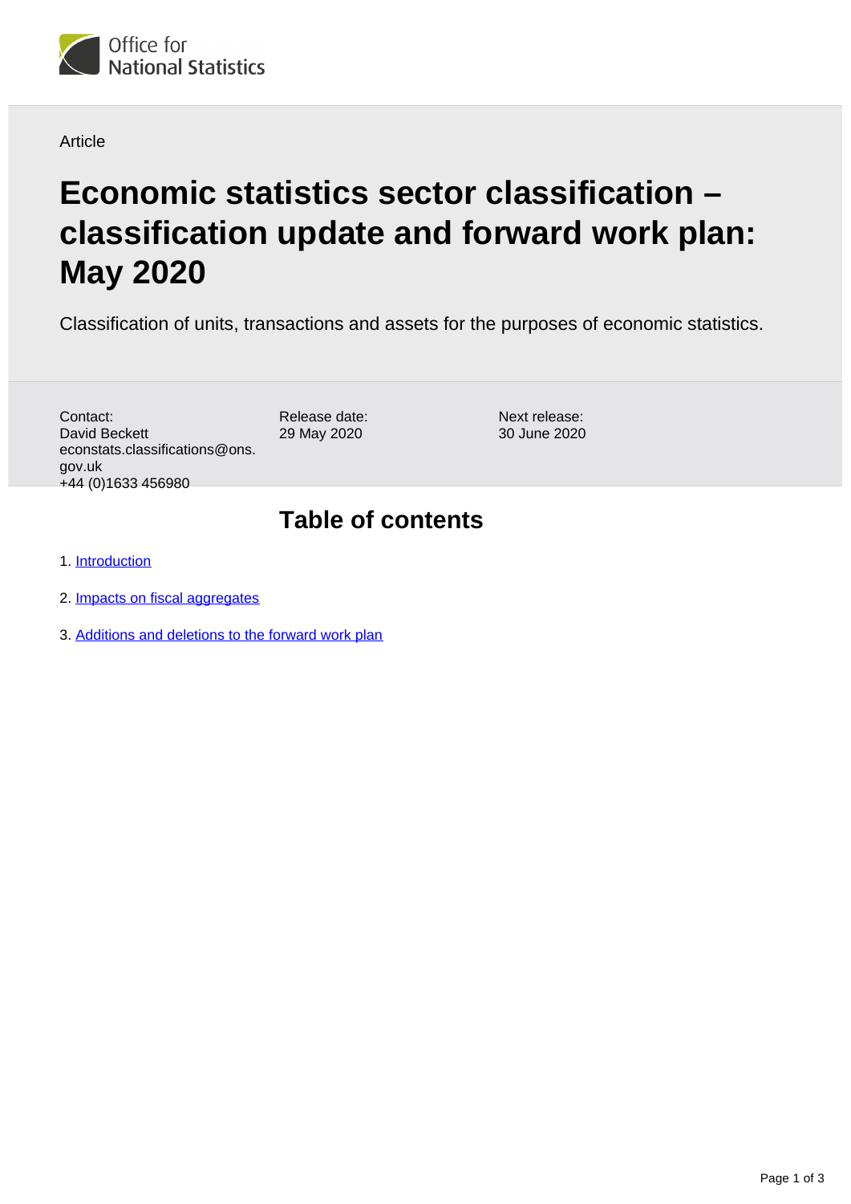Article

# Economic statistics sector classification – classification update and forward work plan: May 2020

Classification of units, transactions and assets for the purposes of economic statistics.

Contact:
David Beckett
econstats.classifications@ons.gov.uk
+44 (0)1633 456980

Release date:
29 May 2020

Next release:
30 June 2020

## Table of contents

1. Introduction
2. Impacts on fiscal aggregates
3. Additions and deletions to the forward work plan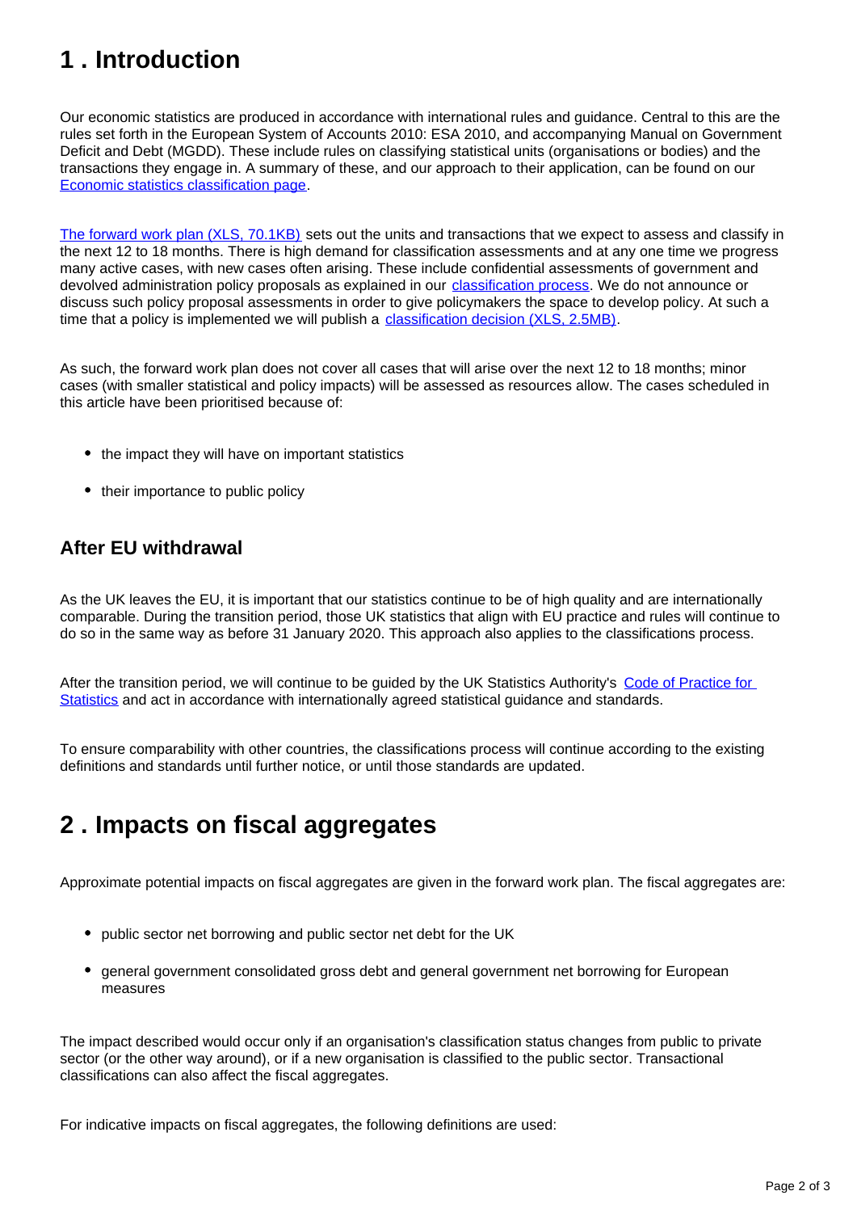# 1 . Introduction

Our economic statistics are produced in accordance with international rules and guidance. Central to this are the rules set forth in the European System of Accounts 2010: ESA 2010, and accompanying Manual on Government Deficit and Debt (MGDD). These include rules on classifying statistical units (organisations or bodies) and the transactions they engage in. A summary of these, and our approach to their application, can be found on our Economic statistics classification page.

The forward work plan (XLS, 70.1KB) sets out the units and transactions that we expect to assess and classify in the next 12 to 18 months. There is high demand for classification assessments and at any one time we progress many active cases, with new cases often arising. These include confidential assessments of government and devolved administration policy proposals as explained in our classification process. We do not announce or discuss such policy proposal assessments in order to give policymakers the space to develop policy. At such a time that a policy is implemented we will publish a classification decision (XLS, 2.5MB).

As such, the forward work plan does not cover all cases that will arise over the next 12 to 18 months; minor cases (with smaller statistical and policy impacts) will be assessed as resources allow. The cases scheduled in this article have been prioritised because of:

- the impact they will have on important statistics
- their importance to public policy

## After EU withdrawal

As the UK leaves the EU, it is important that our statistics continue to be of high quality and are internationally comparable. During the transition period, those UK statistics that align with EU practice and rules will continue to do so in the same way as before 31 January 2020. This approach also applies to the classifications process.

After the transition period, we will continue to be guided by the UK Statistics Authority's Code of Practice for Statistics and act in accordance with internationally agreed statistical guidance and standards.

To ensure comparability with other countries, the classifications process will continue according to the existing definitions and standards until further notice, or until those standards are updated.

# 2 . Impacts on fiscal aggregates

Approximate potential impacts on fiscal aggregates are given in the forward work plan. The fiscal aggregates are:

- public sector net borrowing and public sector net debt for the UK
- general government consolidated gross debt and general government net borrowing for European measures

The impact described would occur only if an organisation's classification status changes from public to private sector (or the other way around), or if a new organisation is classified to the public sector. Transactional classifications can also affect the fiscal aggregates.

For indicative impacts on fiscal aggregates, the following definitions are used: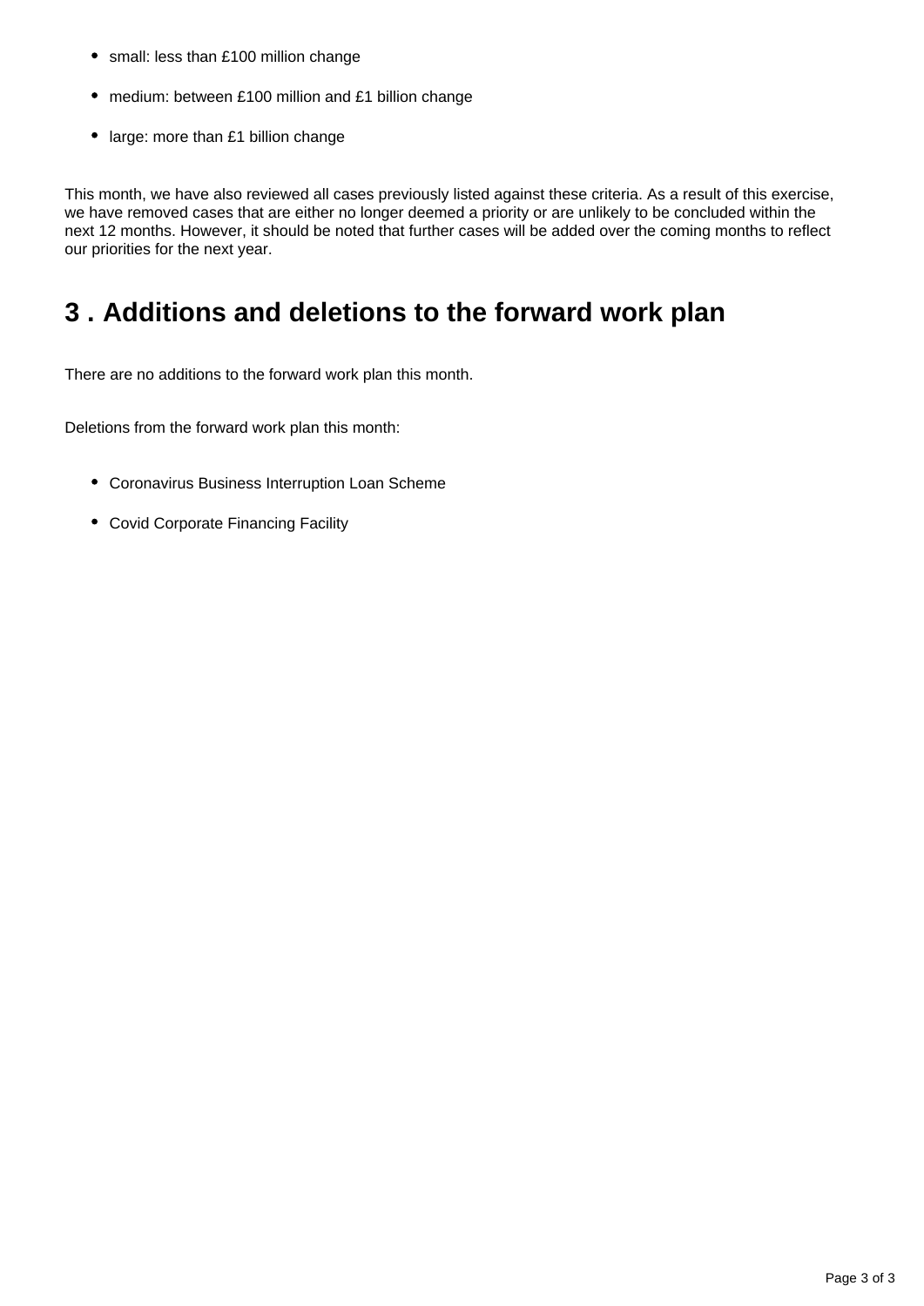- small: less than £100 million change
- medium: between £100 million and £1 billion change
- large: more than £1 billion change

This month, we have also reviewed all cases previously listed against these criteria. As a result of this exercise, we have removed cases that are either no longer deemed a priority or are unlikely to be concluded within the next 12 months. However, it should be noted that further cases will be added over the coming months to reflect our priorities for the next year.

## 3 . Additions and deletions to the forward work plan

There are no additions to the forward work plan this month.

Deletions from the forward work plan this month:

- Coronavirus Business Interruption Loan Scheme
- Covid Corporate Financing Facility